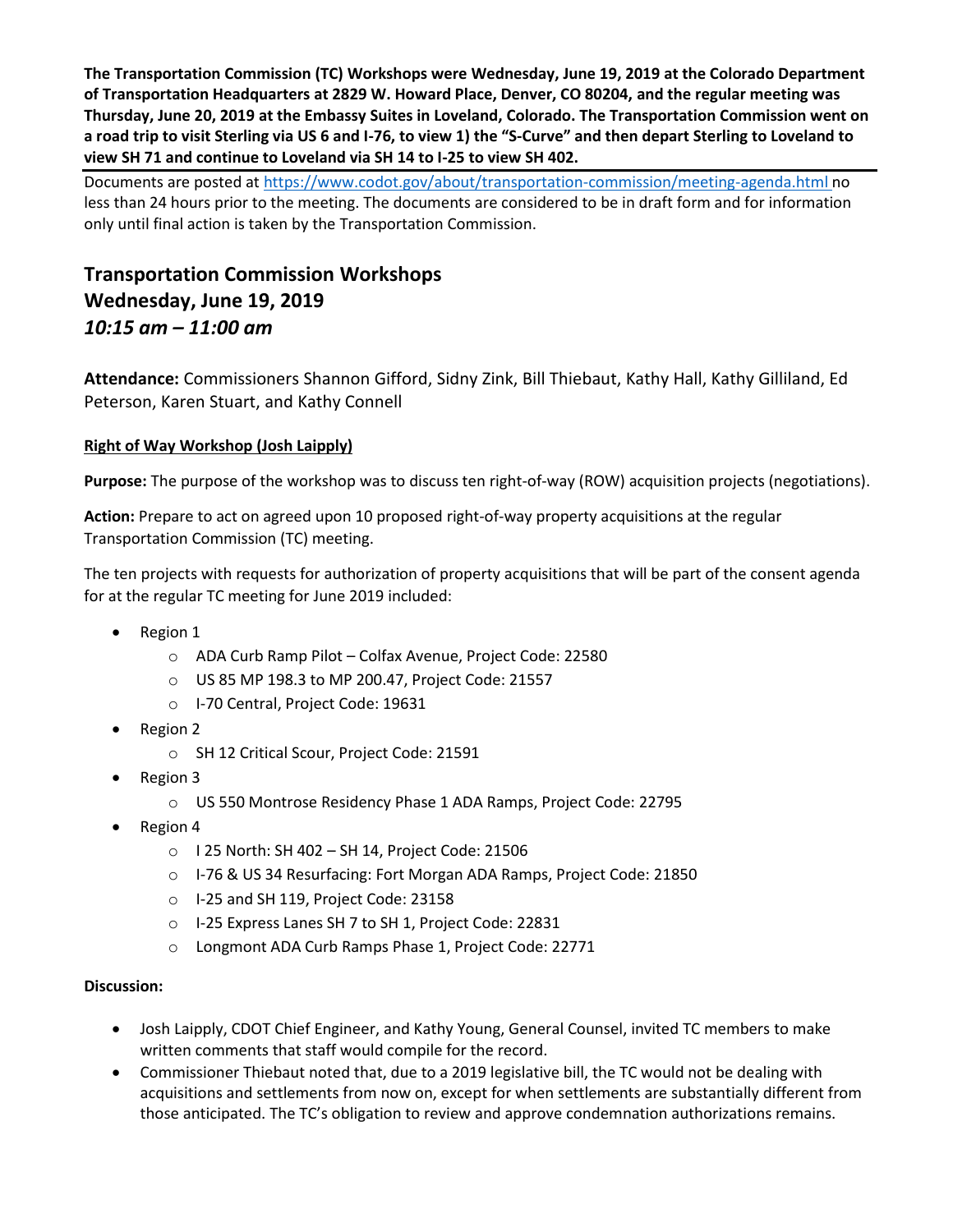**The Transportation Commission (TC) Workshops were Wednesday, June 19, 2019 at the Colorado Department of Transportation Headquarters at 2829 W. Howard Place, Denver, CO 80204, and the regular meeting was Thursday, June 20, 2019 at the Embassy Suites in Loveland, Colorado. The Transportation Commission went on a road trip to visit Sterling via US 6 and I-76, to view 1) the "S-Curve" and then depart Sterling to Loveland to view SH 71 and continue to Loveland via SH 14 to I-25 to view SH 402.**

Documents are posted at https://www.codot.gov/about/transportation-commission/meeting-agenda.html no less than 24 hours prior to the meeting. The documents are considered to be in draft form and for information only until final action is taken by the Transportation Commission.

## Transportation Commission Workshops
## Wednesday, June 19, 2019
## *10:15 am – 11:00 am*

**Attendance:** Commissioners Shannon Gifford, Sidny Zink, Bill Thiebaut, Kathy Hall, Kathy Gilliland, Ed Peterson, Karen Stuart, and Kathy Connell

### Right of Way Workshop (Josh Laipply)

**Purpose:** The purpose of the workshop was to discuss ten right-of-way (ROW) acquisition projects (negotiations).

**Action:** Prepare to act on agreed upon 10 proposed right-of-way property acquisitions at the regular Transportation Commission (TC) meeting.

The ten projects with requests for authorization of property acquisitions that will be part of the consent agenda for at the regular TC meeting for June 2019 included:

- Region 1
  - ADA Curb Ramp Pilot – Colfax Avenue, Project Code: 22580
  - US 85 MP 198.3 to MP 200.47, Project Code: 21557
  - I-70 Central, Project Code: 19631
- Region 2
  - SH 12 Critical Scour, Project Code: 21591
- Region 3
  - US 550 Montrose Residency Phase 1 ADA Ramps, Project Code: 22795
- Region 4
  - I 25 North: SH 402 – SH 14, Project Code: 21506
  - I-76 & US 34 Resurfacing: Fort Morgan ADA Ramps, Project Code: 21850
  - I-25 and SH 119, Project Code: 23158
  - I-25 Express Lanes SH 7 to SH 1, Project Code: 22831
  - Longmont ADA Curb Ramps Phase 1, Project Code: 22771

**Discussion:**

- Josh Laipply, CDOT Chief Engineer, and Kathy Young, General Counsel, invited TC members to make written comments that staff would compile for the record.
- Commissioner Thiebaut noted that, due to a 2019 legislative bill, the TC would not be dealing with acquisitions and settlements from now on, except for when settlements are substantially different from those anticipated. The TC's obligation to review and approve condemnation authorizations remains.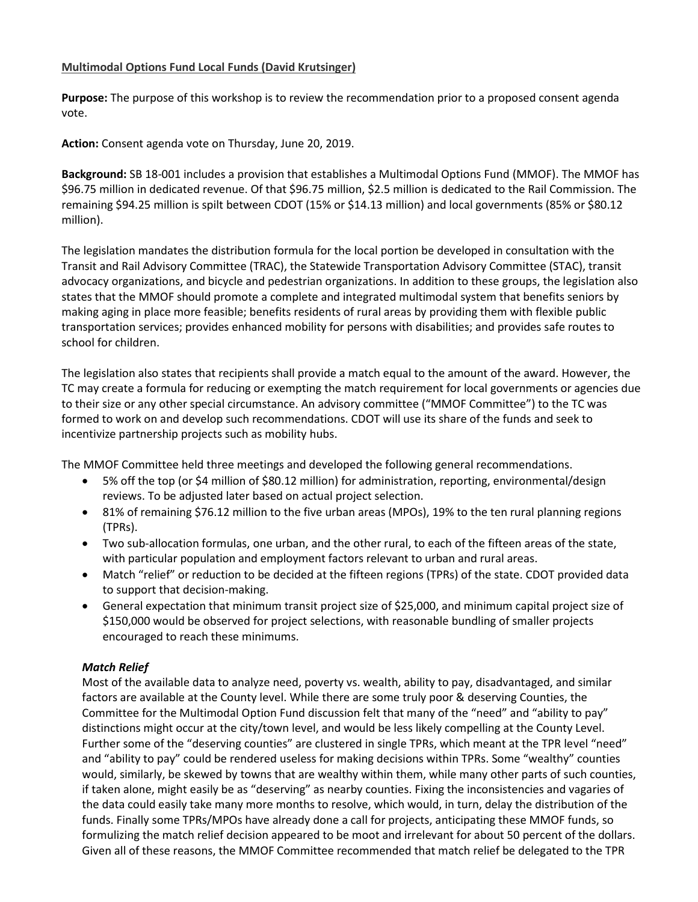**Multimodal Options Fund Local Funds (David Krutsinger)**

**Purpose:** The purpose of this workshop is to review the recommendation prior to a proposed consent agenda vote.

**Action:** Consent agenda vote on Thursday, June 20, 2019.

**Background:** SB 18-001 includes a provision that establishes a Multimodal Options Fund (MMOF). The MMOF has $96.75 million in dedicated revenue. Of that $96.75 million, $2.5 million is dedicated to the Rail Commission. The remaining $94.25 million is spilt between CDOT (15% or $14.13 million) and local governments (85% or $80.12 million).

The legislation mandates the distribution formula for the local portion be developed in consultation with the Transit and Rail Advisory Committee (TRAC), the Statewide Transportation Advisory Committee (STAC), transit advocacy organizations, and bicycle and pedestrian organizations. In addition to these groups, the legislation also states that the MMOF should promote a complete and integrated multimodal system that benefits seniors by making aging in place more feasible; benefits residents of rural areas by providing them with flexible public transportation services; provides enhanced mobility for persons with disabilities; and provides safe routes to school for children.

The legislation also states that recipients shall provide a match equal to the amount of the award. However, the TC may create a formula for reducing or exempting the match requirement for local governments or agencies due to their size or any other special circumstance. An advisory committee ("MMOF Committee") to the TC was formed to work on and develop such recommendations. CDOT will use its share of the funds and seek to incentivize partnership projects such as mobility hubs.

The MMOF Committee held three meetings and developed the following general recommendations.

- 5% off the top (or $4 million of $80.12 million) for administration, reporting, environmental/design reviews. To be adjusted later based on actual project selection.
- 81% of remaining $76.12 million to the five urban areas (MPOs), 19% to the ten rural planning regions (TPRs).
- Two sub-allocation formulas, one urban, and the other rural, to each of the fifteen areas of the state, with particular population and employment factors relevant to urban and rural areas.
- Match "relief" or reduction to be decided at the fifteen regions (TPRs) of the state. CDOT provided data to support that decision-making.
- General expectation that minimum transit project size of $25,000, and minimum capital project size of $150,000 would be observed for project selections, with reasonable bundling of smaller projects encouraged to reach these minimums.

### *Match Relief*

Most of the available data to analyze need, poverty vs. wealth, ability to pay, disadvantaged, and similar factors are available at the County level. While there are some truly poor & deserving Counties, the Committee for the Multimodal Option Fund discussion felt that many of the "need" and "ability to pay" distinctions might occur at the city/town level, and would be less likely compelling at the County Level. Further some of the "deserving counties" are clustered in single TPRs, which meant at the TPR level "need" and "ability to pay" could be rendered useless for making decisions within TPRs. Some "wealthy" counties would, similarly, be skewed by towns that are wealthy within them, while many other parts of such counties, if taken alone, might easily be as "deserving" as nearby counties. Fixing the inconsistencies and vagaries of the data could easily take many more months to resolve, which would, in turn, delay the distribution of the funds. Finally some TPRs/MPOs have already done a call for projects, anticipating these MMOF funds, so formulizing the match relief decision appeared to be moot and irrelevant for about 50 percent of the dollars. Given all of these reasons, the MMOF Committee recommended that match relief be delegated to the TPR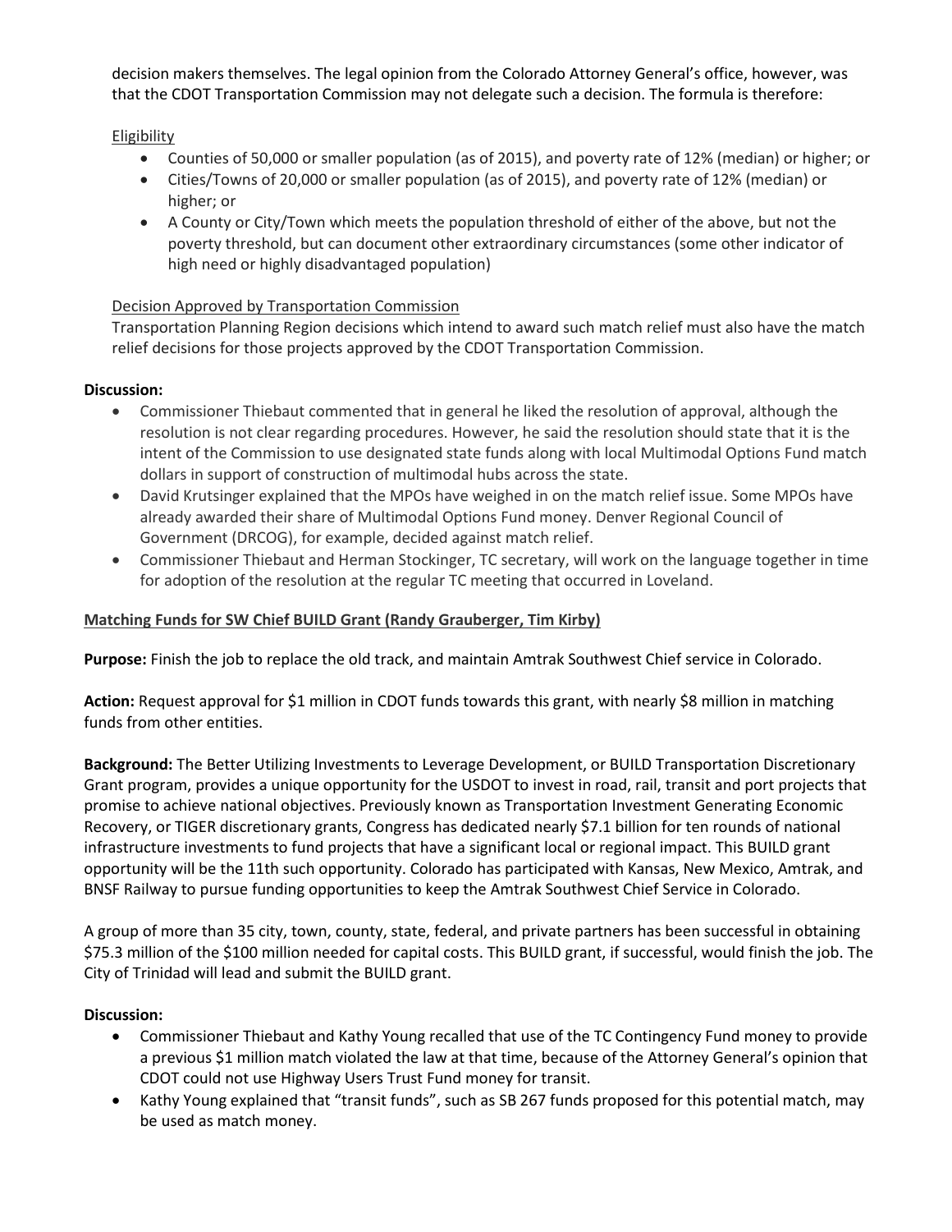decision makers themselves. The legal opinion from the Colorado Attorney General's office, however, was that the CDOT Transportation Commission may not delegate such a decision. The formula is therefore:

Eligibility

- Counties of 50,000 or smaller population (as of 2015), and poverty rate of 12% (median) or higher; or
- Cities/Towns of 20,000 or smaller population (as of 2015), and poverty rate of 12% (median) or higher; or
- A County or City/Town which meets the population threshold of either of the above, but not the poverty threshold, but can document other extraordinary circumstances (some other indicator of high need or highly disadvantaged population)

Decision Approved by Transportation Commission

Transportation Planning Region decisions which intend to award such match relief must also have the match relief decisions for those projects approved by the CDOT Transportation Commission.

**Discussion:**

- Commissioner Thiebaut commented that in general he liked the resolution of approval, although the resolution is not clear regarding procedures. However, he said the resolution should state that it is the intent of the Commission to use designated state funds along with local Multimodal Options Fund match dollars in support of construction of multimodal hubs across the state.
- David Krutsinger explained that the MPOs have weighed in on the match relief issue. Some MPOs have already awarded their share of Multimodal Options Fund money. Denver Regional Council of Government (DRCOG), for example, decided against match relief.
- Commissioner Thiebaut and Herman Stockinger, TC secretary, will work on the language together in time for adoption of the resolution at the regular TC meeting that occurred in Loveland.

**Matching Funds for SW Chief BUILD Grant (Randy Grauberger, Tim Kirby)**

**Purpose:** Finish the job to replace the old track, and maintain Amtrak Southwest Chief service in Colorado.

**Action:** Request approval for $1 million in CDOT funds towards this grant, with nearly $8 million in matching funds from other entities.

**Background:** The Better Utilizing Investments to Leverage Development, or BUILD Transportation Discretionary Grant program, provides a unique opportunity for the USDOT to invest in road, rail, transit and port projects that promise to achieve national objectives. Previously known as Transportation Investment Generating Economic Recovery, or TIGER discretionary grants, Congress has dedicated nearly $7.1 billion for ten rounds of national infrastructure investments to fund projects that have a significant local or regional impact. This BUILD grant opportunity will be the 11th such opportunity. Colorado has participated with Kansas, New Mexico, Amtrak, and BNSF Railway to pursue funding opportunities to keep the Amtrak Southwest Chief Service in Colorado.

A group of more than 35 city, town, county, state, federal, and private partners has been successful in obtaining $75.3 million of the $100 million needed for capital costs. This BUILD grant, if successful, would finish the job. The City of Trinidad will lead and submit the BUILD grant.

**Discussion:**

- Commissioner Thiebaut and Kathy Young recalled that use of the TC Contingency Fund money to provide a previous $1 million match violated the law at that time, because of the Attorney General's opinion that CDOT could not use Highway Users Trust Fund money for transit.
- Kathy Young explained that "transit funds", such as SB 267 funds proposed for this potential match, may be used as match money.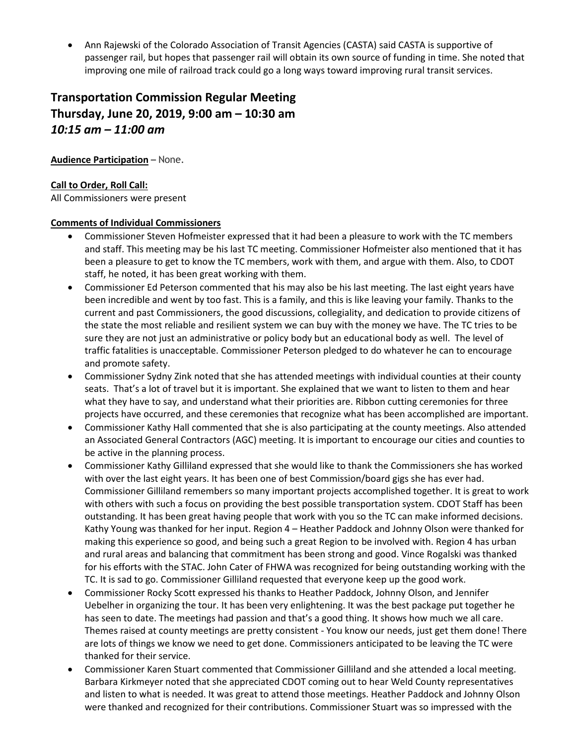- Ann Rajewski of the Colorado Association of Transit Agencies (CASTA) said CASTA is supportive of passenger rail, but hopes that passenger rail will obtain its own source of funding in time. She noted that improving one mile of railroad track could go a long ways toward improving rural transit services.

## Transportation Commission Regular Meeting
## Thursday, June 20, 2019, 9:00 am – 10:30 am
## *10:15 am – 11:00 am*

**Audience Participation** – None.

**Call to Order, Roll Call:**
All Commissioners were present

**Comments of Individual Commissioners**

- Commissioner Steven Hofmeister expressed that it had been a pleasure to work with the TC members and staff. This meeting may be his last TC meeting. Commissioner Hofmeister also mentioned that it has been a pleasure to get to know the TC members, work with them, and argue with them. Also, to CDOT staff, he noted, it has been great working with them.
- Commissioner Ed Peterson commented that his may also be his last meeting. The last eight years have been incredible and went by too fast. This is a family, and this is like leaving your family. Thanks to the current and past Commissioners, the good discussions, collegiality, and dedication to provide citizens of the state the most reliable and resilient system we can buy with the money we have. The TC tries to be sure they are not just an administrative or policy body but an educational body as well. The level of traffic fatalities is unacceptable. Commissioner Peterson pledged to do whatever he can to encourage and promote safety.
- Commissioner Sydny Zink noted that she has attended meetings with individual counties at their county seats. That's a lot of travel but it is important. She explained that we want to listen to them and hear what they have to say, and understand what their priorities are. Ribbon cutting ceremonies for three projects have occurred, and these ceremonies that recognize what has been accomplished are important.
- Commissioner Kathy Hall commented that she is also participating at the county meetings. Also attended an Associated General Contractors (AGC) meeting. It is important to encourage our cities and counties to be active in the planning process.
- Commissioner Kathy Gilliland expressed that she would like to thank the Commissioners she has worked with over the last eight years. It has been one of best Commission/board gigs she has ever had. Commissioner Gilliland remembers so many important projects accomplished together. It is great to work with others with such a focus on providing the best possible transportation system. CDOT Staff has been outstanding. It has been great having people that work with you so the TC can make informed decisions. Kathy Young was thanked for her input. Region 4 – Heather Paddock and Johnny Olson were thanked for making this experience so good, and being such a great Region to be involved with. Region 4 has urban and rural areas and balancing that commitment has been strong and good. Vince Rogalski was thanked for his efforts with the STAC. John Cater of FHWA was recognized for being outstanding working with the TC. It is sad to go. Commissioner Gilliland requested that everyone keep up the good work.
- Commissioner Rocky Scott expressed his thanks to Heather Paddock, Johnny Olson, and Jennifer Uebelher in organizing the tour. It has been very enlightening. It was the best package put together he has seen to date. The meetings had passion and that's a good thing. It shows how much we all care. Themes raised at county meetings are pretty consistent - You know our needs, just get them done! There are lots of things we know we need to get done. Commissioners anticipated to be leaving the TC were thanked for their service.
- Commissioner Karen Stuart commented that Commissioner Gilliland and she attended a local meeting. Barbara Kirkmeyer noted that she appreciated CDOT coming out to hear Weld County representatives and listen to what is needed. It was great to attend those meetings. Heather Paddock and Johnny Olson were thanked and recognized for their contributions. Commissioner Stuart was so impressed with the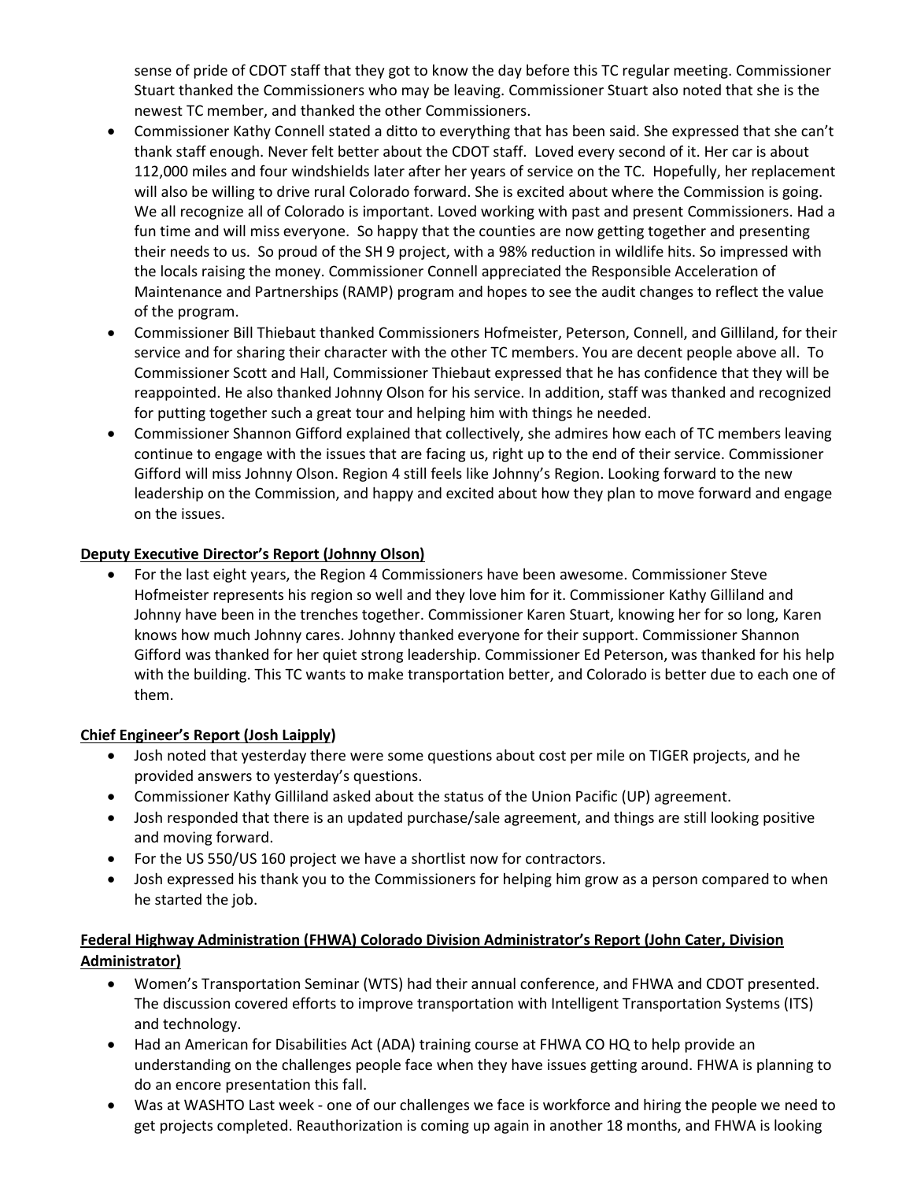sense of pride of CDOT staff that they got to know the day before this TC regular meeting. Commissioner Stuart thanked the Commissioners who may be leaving. Commissioner Stuart also noted that she is the newest TC member, and thanked the other Commissioners.

- Commissioner Kathy Connell stated a ditto to everything that has been said. She expressed that she can't thank staff enough. Never felt better about the CDOT staff. Loved every second of it. Her car is about 112,000 miles and four windshields later after her years of service on the TC. Hopefully, her replacement will also be willing to drive rural Colorado forward. She is excited about where the Commission is going. We all recognize all of Colorado is important. Loved working with past and present Commissioners. Had a fun time and will miss everyone. So happy that the counties are now getting together and presenting their needs to us. So proud of the SH 9 project, with a 98% reduction in wildlife hits. So impressed with the locals raising the money. Commissioner Connell appreciated the Responsible Acceleration of Maintenance and Partnerships (RAMP) program and hopes to see the audit changes to reflect the value of the program.
- Commissioner Bill Thiebaut thanked Commissioners Hofmeister, Peterson, Connell, and Gilliland, for their service and for sharing their character with the other TC members. You are decent people above all. To Commissioner Scott and Hall, Commissioner Thiebaut expressed that he has confidence that they will be reappointed. He also thanked Johnny Olson for his service. In addition, staff was thanked and recognized for putting together such a great tour and helping him with things he needed.
- Commissioner Shannon Gifford explained that collectively, she admires how each of TC members leaving continue to engage with the issues that are facing us, right up to the end of their service. Commissioner Gifford will miss Johnny Olson. Region 4 still feels like Johnny's Region. Looking forward to the new leadership on the Commission, and happy and excited about how they plan to move forward and engage on the issues.

**Deputy Executive Director's Report (Johnny Olson)**

- For the last eight years, the Region 4 Commissioners have been awesome. Commissioner Steve Hofmeister represents his region so well and they love him for it. Commissioner Kathy Gilliland and Johnny have been in the trenches together. Commissioner Karen Stuart, knowing her for so long, Karen knows how much Johnny cares. Johnny thanked everyone for their support. Commissioner Shannon Gifford was thanked for her quiet strong leadership. Commissioner Ed Peterson, was thanked for his help with the building. This TC wants to make transportation better, and Colorado is better due to each one of them.

**Chief Engineer's Report (Josh Laipply)**

- Josh noted that yesterday there were some questions about cost per mile on TIGER projects, and he provided answers to yesterday's questions.
- Commissioner Kathy Gilliland asked about the status of the Union Pacific (UP) agreement.
- Josh responded that there is an updated purchase/sale agreement, and things are still looking positive and moving forward.
- For the US 550/US 160 project we have a shortlist now for contractors.
- Josh expressed his thank you to the Commissioners for helping him grow as a person compared to when he started the job.

**Federal Highway Administration (FHWA) Colorado Division Administrator's Report (John Cater, Division Administrator)**

- Women's Transportation Seminar (WTS) had their annual conference, and FHWA and CDOT presented. The discussion covered efforts to improve transportation with Intelligent Transportation Systems (ITS) and technology.
- Had an American for Disabilities Act (ADA) training course at FHWA CO HQ to help provide an understanding on the challenges people face when they have issues getting around. FHWA is planning to do an encore presentation this fall.
- Was at WASHTO Last week - one of our challenges we face is workforce and hiring the people we need to get projects completed. Reauthorization is coming up again in another 18 months, and FHWA is looking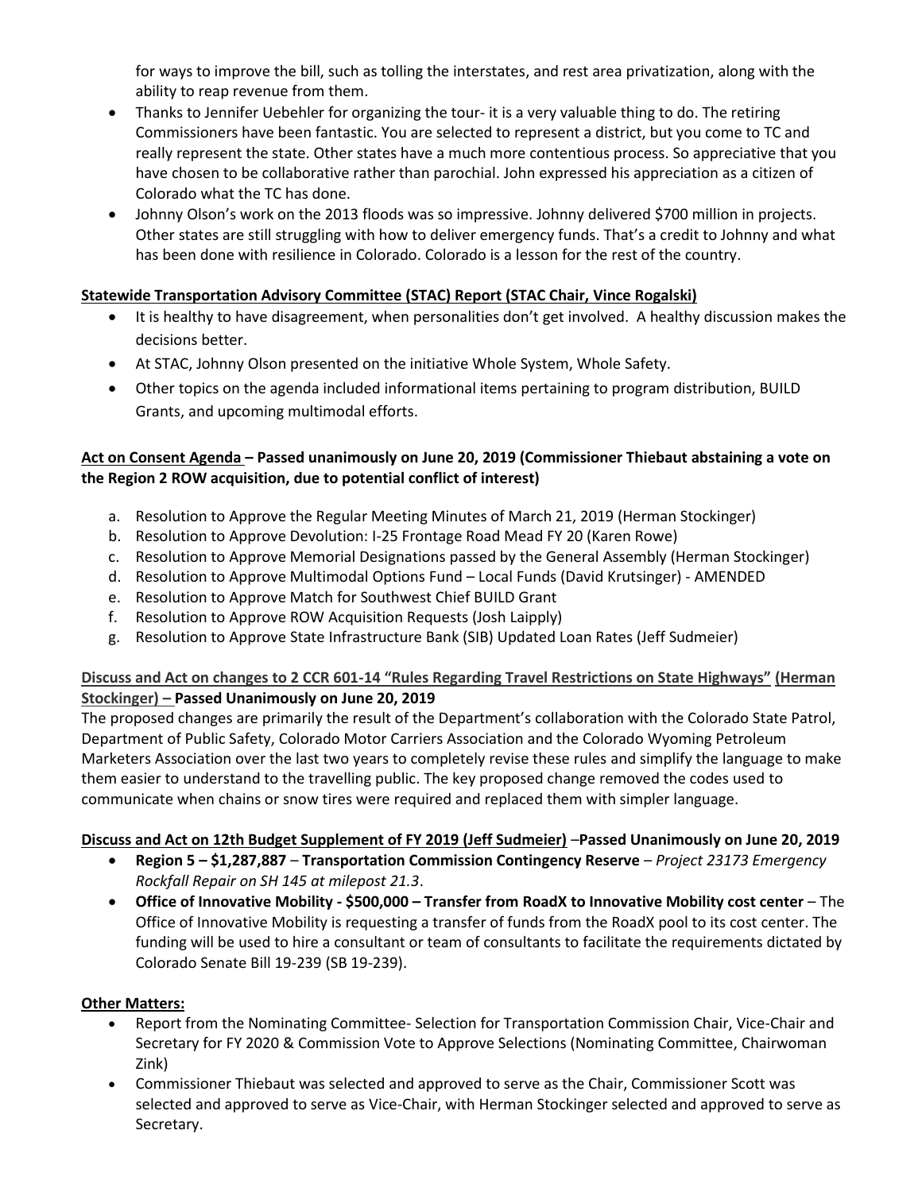for ways to improve the bill, such as tolling the interstates, and rest area privatization, along with the ability to reap revenue from them.

- Thanks to Jennifer Uebehler for organizing the tour- it is a very valuable thing to do. The retiring Commissioners have been fantastic. You are selected to represent a district, but you come to TC and really represent the state. Other states have a much more contentious process. So appreciative that you have chosen to be collaborative rather than parochial. John expressed his appreciation as a citizen of Colorado what the TC has done.
- Johnny Olson's work on the 2013 floods was so impressive. Johnny delivered $700 million in projects. Other states are still struggling with how to deliver emergency funds. That's a credit to Johnny and what has been done with resilience in Colorado. Colorado is a lesson for the rest of the country.

**Statewide Transportation Advisory Committee (STAC) Report (STAC Chair, Vince Rogalski)**

- It is healthy to have disagreement, when personalities don't get involved. A healthy discussion makes the decisions better.
- At STAC, Johnny Olson presented on the initiative Whole System, Whole Safety.
- Other topics on the agenda included informational items pertaining to program distribution, BUILD Grants, and upcoming multimodal efforts.

**Act on Consent Agenda – Passed unanimously on June 20, 2019 (Commissioner Thiebaut abstaining a vote on the Region 2 ROW acquisition, due to potential conflict of interest)**

a. Resolution to Approve the Regular Meeting Minutes of March 21, 2019 (Herman Stockinger)
b. Resolution to Approve Devolution: I-25 Frontage Road Mead FY 20 (Karen Rowe)
c. Resolution to Approve Memorial Designations passed by the General Assembly (Herman Stockinger)
d. Resolution to Approve Multimodal Options Fund – Local Funds (David Krutsinger) - AMENDED
e. Resolution to Approve Match for Southwest Chief BUILD Grant
f. Resolution to Approve ROW Acquisition Requests (Josh Laipply)
g. Resolution to Approve State Infrastructure Bank (SIB) Updated Loan Rates (Jeff Sudmeier)

**Discuss and Act on changes to 2 CCR 601-14 "Rules Regarding Travel Restrictions on State Highways" (Herman Stockinger) – Passed Unanimously on June 20, 2019**

The proposed changes are primarily the result of the Department's collaboration with the Colorado State Patrol, Department of Public Safety, Colorado Motor Carriers Association and the Colorado Wyoming Petroleum Marketers Association over the last two years to completely revise these rules and simplify the language to make them easier to understand to the travelling public. The key proposed change removed the codes used to communicate when chains or snow tires were required and replaced them with simpler language.

**Discuss and Act on 12th Budget Supplement of FY 2019 (Jeff Sudmeier) –Passed Unanimously on June 20, 2019**

- **Region 5 – $1,287,887 – Transportation Commission Contingency Reserve** – *Project 23173 Emergency Rockfall Repair on SH 145 at milepost 21.3*.
- **Office of Innovative Mobility - $500,000 – Transfer from RoadX to Innovative Mobility cost center** – The Office of Innovative Mobility is requesting a transfer of funds from the RoadX pool to its cost center. The funding will be used to hire a consultant or team of consultants to facilitate the requirements dictated by Colorado Senate Bill 19-239 (SB 19-239).

**Other Matters:**

- Report from the Nominating Committee- Selection for Transportation Commission Chair, Vice-Chair and Secretary for FY 2020 & Commission Vote to Approve Selections (Nominating Committee, Chairwoman Zink)
- Commissioner Thiebaut was selected and approved to serve as the Chair, Commissioner Scott was selected and approved to serve as Vice-Chair, with Herman Stockinger selected and approved to serve as Secretary.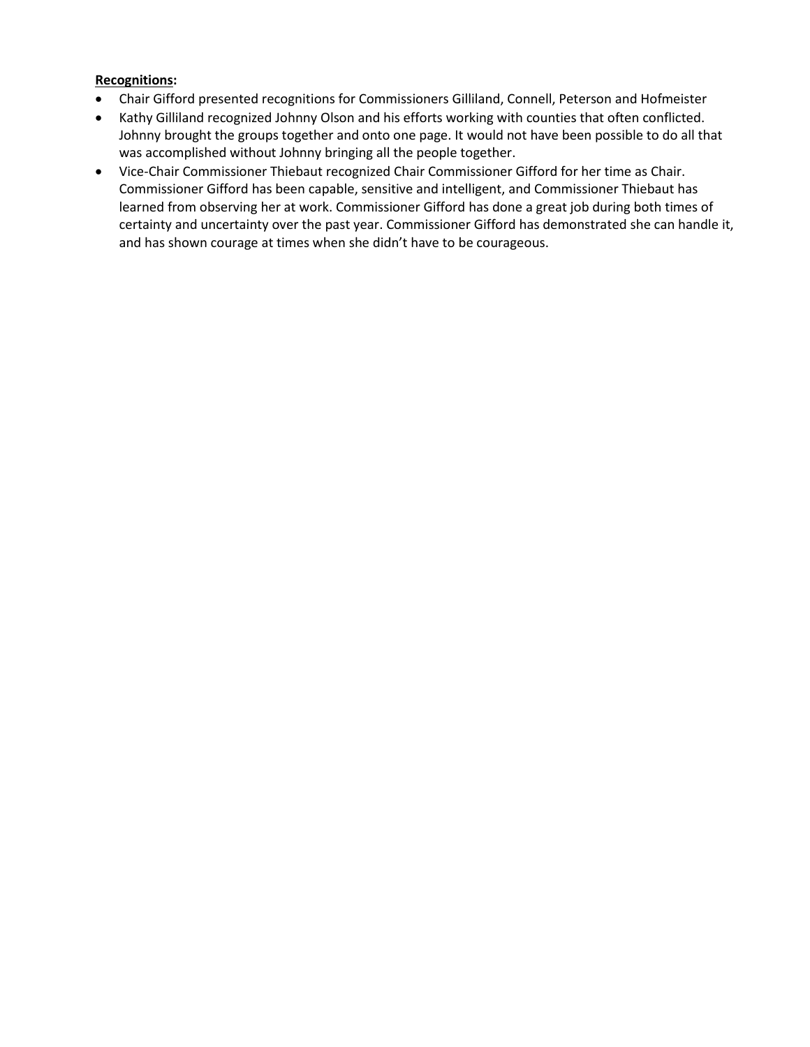**Recognitions:**

- Chair Gifford presented recognitions for Commissioners Gilliland, Connell, Peterson and Hofmeister
- Kathy Gilliland recognized Johnny Olson and his efforts working with counties that often conflicted. Johnny brought the groups together and onto one page. It would not have been possible to do all that was accomplished without Johnny bringing all the people together.
- Vice-Chair Commissioner Thiebaut recognized Chair Commissioner Gifford for her time as Chair. Commissioner Gifford has been capable, sensitive and intelligent, and Commissioner Thiebaut has learned from observing her at work. Commissioner Gifford has done a great job during both times of certainty and uncertainty over the past year. Commissioner Gifford has demonstrated she can handle it, and has shown courage at times when she didn't have to be courageous.